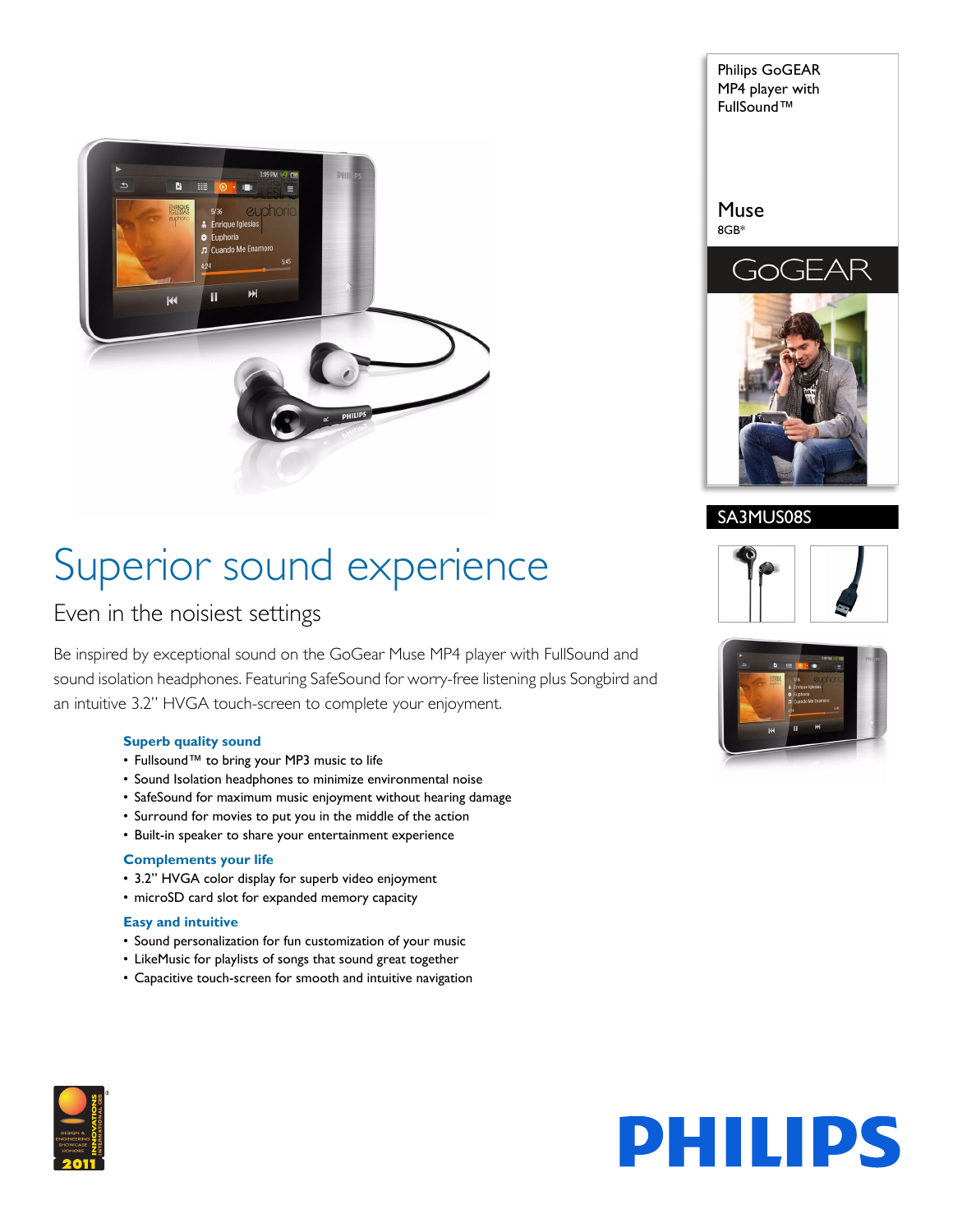Philips GoGEAR
MP4 player with
FullSound™

Muse
8GB*

GoGEAR

SA3MUS08S

# Superior sound experience

## Even in the noisiest settings

Be inspired by exceptional sound on the GoGear Muse MP4 player with FullSound and sound isolation headphones. Featuring SafeSound for worry-free listening plus Songbird and an intuitive 3.2" HVGA touch-screen to complete your enjoyment.

### Superb quality sound

- Fullsound™ to bring your MP3 music to life
- Sound Isolation headphones to minimize environmental noise
- SafeSound for maximum music enjoyment without hearing damage
- Surround for movies to put you in the middle of the action
- Built-in speaker to share your entertainment experience

### Complements your life

- 3.2" HVGA color display for superb video enjoyment
- microSD card slot for expanded memory capacity

### Easy and intuitive

- Sound personalization for fun customization of your music
- LikeMusic for playlists of songs that sound great together
- Capacitive touch-screen for smooth and intuitive navigation

DESIGN & ENGINEERING SHOWCASE HONORS INNOVATIONS INTERNATIONAL CES 2011

PHILIPS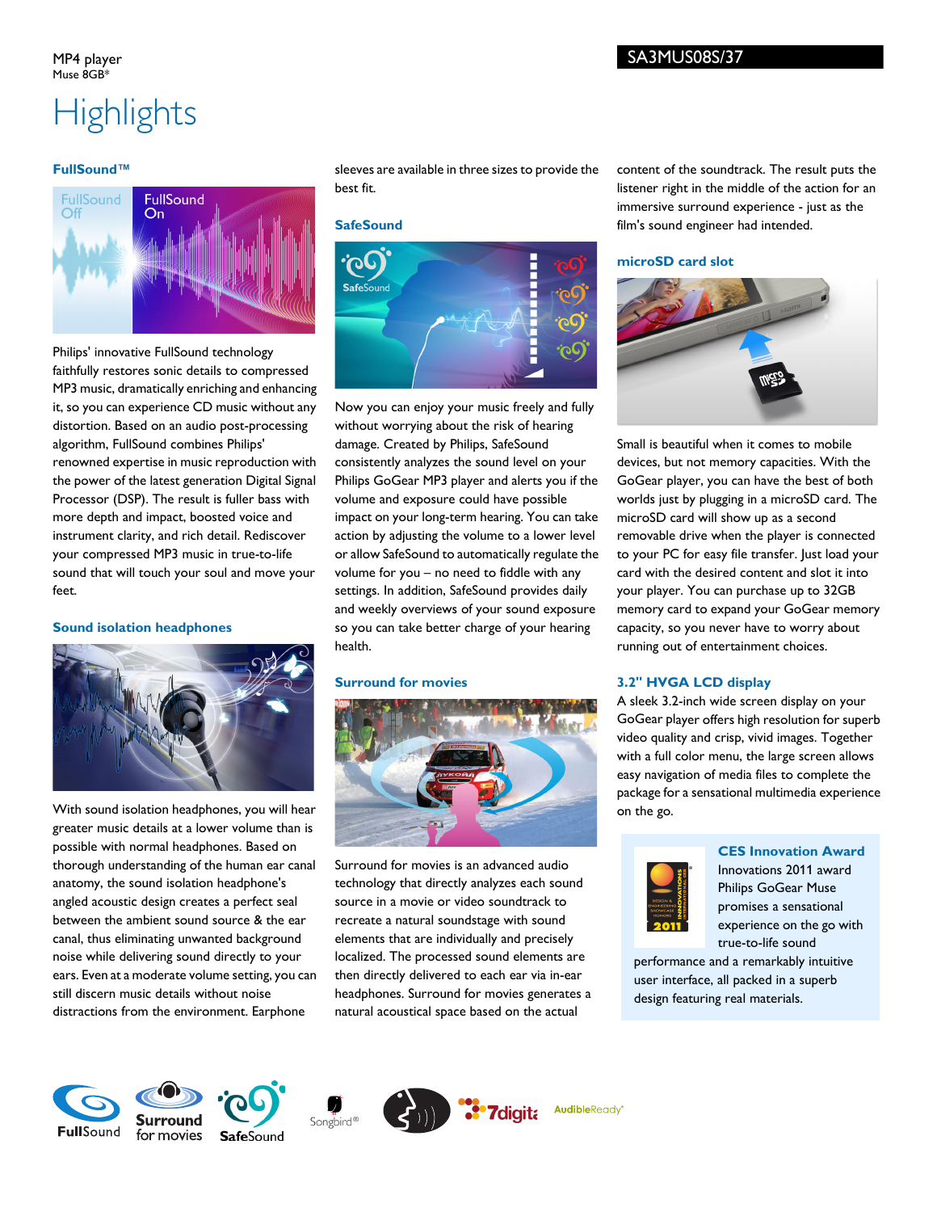MP4 player
Muse 8GB*

SA3MUS08S/37

# Highlights

### FullSound™

Philips' innovative FullSound technology faithfully restores sonic details to compressed MP3 music, dramatically enriching and enhancing it, so you can experience CD music without any distortion. Based on an audio post-processing algorithm, FullSound combines Philips' renowned expertise in music reproduction with the power of the latest generation Digital Signal Processor (DSP). The result is fuller bass with more depth and impact, boosted voice and instrument clarity, and rich detail. Rediscover your compressed MP3 music in true-to-life sound that will touch your soul and move your feet.

### Sound isolation headphones

With sound isolation headphones, you will hear greater music details at a lower volume than is possible with normal headphones. Based on thorough understanding of the human ear canal anatomy, the sound isolation headphone's angled acoustic design creates a perfect seal between the ambient sound source & the ear canal, thus eliminating unwanted background noise while delivering sound directly to your ears. Even at a moderate volume setting, you can still discern music details without noise distractions from the environment. Earphone sleeves are available in three sizes to provide the best fit.

### SafeSound

Now you can enjoy your music freely and fully without worrying about the risk of hearing damage. Created by Philips, SafeSound consistently analyzes the sound level on your Philips GoGear MP3 player and alerts you if the volume and exposure could have possible impact on your long-term hearing. You can take action by adjusting the volume to a lower level or allow SafeSound to automatically regulate the volume for you – no need to fiddle with any settings. In addition, SafeSound provides daily and weekly overviews of your sound exposure so you can take better charge of your hearing health.

### Surround for movies

Surround for movies is an advanced audio technology that directly analyzes each sound source in a movie or video soundtrack to recreate a natural soundstage with sound elements that are individually and precisely localized. The processed sound elements are then directly delivered to each ear via in-ear headphones. Surround for movies generates a natural acoustical space based on the actual content of the soundtrack. The result puts the listener right in the middle of the action for an immersive surround experience - just as the film's sound engineer had intended.

### microSD card slot

Small is beautiful when it comes to mobile devices, but not memory capacities. With the GoGear player, you can have the best of both worlds just by plugging in a microSD card. The microSD card will show up as a second removable drive when the player is connected to your PC for easy file transfer. Just load your card with the desired content and slot it into your player. You can purchase up to 32GB memory card to expand your GoGear memory capacity, so you never have to worry about running out of entertainment choices.

### 3.2" HVGA LCD display

A sleek 3.2-inch wide screen display on your GoGear player offers high resolution for superb video quality and crisp, vivid images. Together with a full color menu, the large screen allows easy navigation of media files to complete the package for a sensational multimedia experience on the go.

### CES Innovation Award

Innovations 2011 award Philips GoGear Muse promises a sensational experience on the go with true-to-life sound performance and a remarkably intuitive user interface, all packed in a superb design featuring real materials.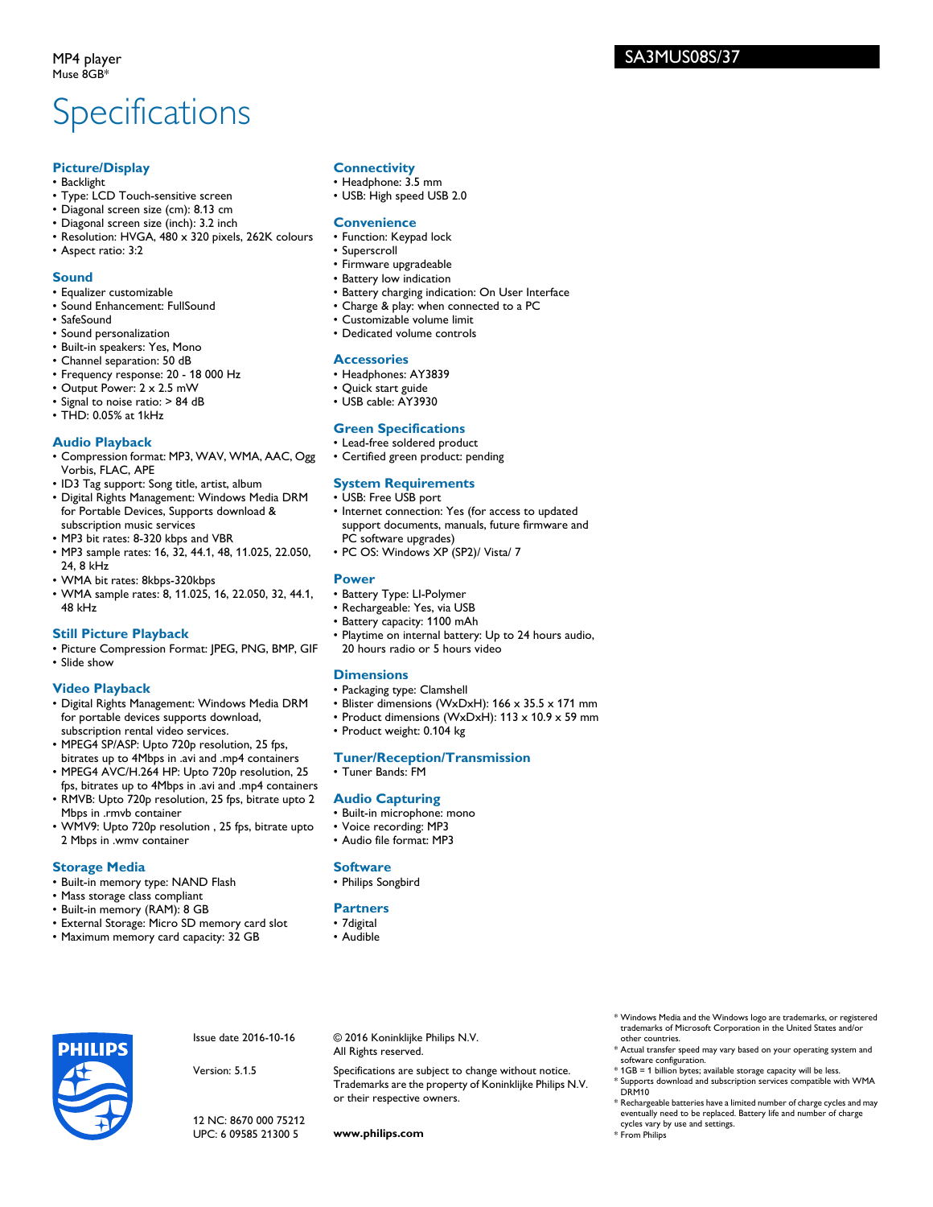MP4 player
Muse 8GB*

SA3MUS08S/37

# Specifications

## Picture/Display
- Backlight
- Type: LCD Touch-sensitive screen
- Diagonal screen size (cm): 8.13 cm
- Diagonal screen size (inch): 3.2 inch
- Resolution: HVGA, 480 x 320 pixels, 262K colours
- Aspect ratio: 3:2

## Sound
- Equalizer customizable
- Sound Enhancement: FullSound
- SafeSound
- Sound personalization
- Built-in speakers: Yes, Mono
- Channel separation: 50 dB
- Frequency response: 20 - 18 000 Hz
- Output Power: 2 x 2.5 mW
- Signal to noise ratio: > 84 dB
- THD: 0.05% at 1kHz

## Audio Playback
- Compression format: MP3, WAV, WMA, AAC, Ogg Vorbis, FLAC, APE
- ID3 Tag support: Song title, artist, album
- Digital Rights Management: Windows Media DRM for Portable Devices, Supports download & subscription music services
- MP3 bit rates: 8-320 kbps and VBR
- MP3 sample rates: 16, 32, 44.1, 48, 11.025, 22.050, 24, 8 kHz
- WMA bit rates: 8kbps-320kbps
- WMA sample rates: 8, 11.025, 16, 22.050, 32, 44.1, 48 kHz

## Still Picture Playback
- Picture Compression Format: JPEG, PNG, BMP, GIF
- Slide show

## Video Playback
- Digital Rights Management: Windows Media DRM for portable devices supports download, subscription rental video services.
- MPEG4 SP/ASP: Upto 720p resolution, 25 fps, bitrates up to 4Mbps in .avi and .mp4 containers
- MPEG4 AVC/H.264 HP: Upto 720p resolution, 25 fps, bitrates up to 4Mbps in .avi and .mp4 containers
- RMVB: Upto 720p resolution, 25 fps, bitrate upto 2 Mbps in .rmvb container
- WMV9: Upto 720p resolution , 25 fps, bitrate upto 2 Mbps in .wmv container

## Storage Media
- Built-in memory type: NAND Flash
- Mass storage class compliant
- Built-in memory (RAM): 8 GB
- External Storage: Micro SD memory card slot
- Maximum memory card capacity: 32 GB

## Connectivity
- Headphone: 3.5 mm
- USB: High speed USB 2.0

## Convenience
- Function: Keypad lock
- Superscroll
- Firmware upgradeable
- Battery low indication
- Battery charging indication: On User Interface
- Charge & play: when connected to a PC
- Customizable volume limit
- Dedicated volume controls

## Accessories
- Headphones: AY3839
- Quick start guide
- USB cable: AY3930

## Green Specifications
- Lead-free soldered product
- Certified green product: pending

## System Requirements
- USB: Free USB port
- Internet connection: Yes (for access to updated support documents, manuals, future firmware and PC software upgrades)
- PC OS: Windows XP (SP2)/ Vista/ 7

## Power
- Battery Type: LI-Polymer
- Rechargeable: Yes, via USB
- Battery capacity: 1100 mAh
- Playtime on internal battery: Up to 24 hours audio, 20 hours radio or 5 hours video

## Dimensions
- Packaging type: Clamshell
- Blister dimensions (WxDxH): 166 x 35.5 x 171 mm
- Product dimensions (WxDxH): 113 x 10.9 x 59 mm
- Product weight: 0.104 kg

## Tuner/Reception/Transmission
- Tuner Bands: FM

## Audio Capturing
- Built-in microphone: mono
- Voice recording: MP3
- Audio file format: MP3

## Software
- Philips Songbird

## Partners
- 7digital
- Audible

Issue date 2016-10-16

Version: 5.1.5

12 NC: 8670 000 75212
UPC: 6 09585 21300 5

© 2016 Koninklijke Philips N.V.
All Rights reserved.

Specifications are subject to change without notice. Trademarks are the property of Koninklijke Philips N.V. or their respective owners.

www.philips.com

\* Windows Media and the Windows logo are trademarks, or registered trademarks of Microsoft Corporation in the United States and/or other countries.
\* Actual transfer speed may vary based on your operating system and software configuration.
\* 1GB = 1 billion bytes; available storage capacity will be less.
\* Supports download and subscription services compatible with WMA DRM10
\* Rechargeable batteries have a limited number of charge cycles and may eventually need to be replaced. Battery life and number of charge cycles vary by use and settings.
\* From Philips